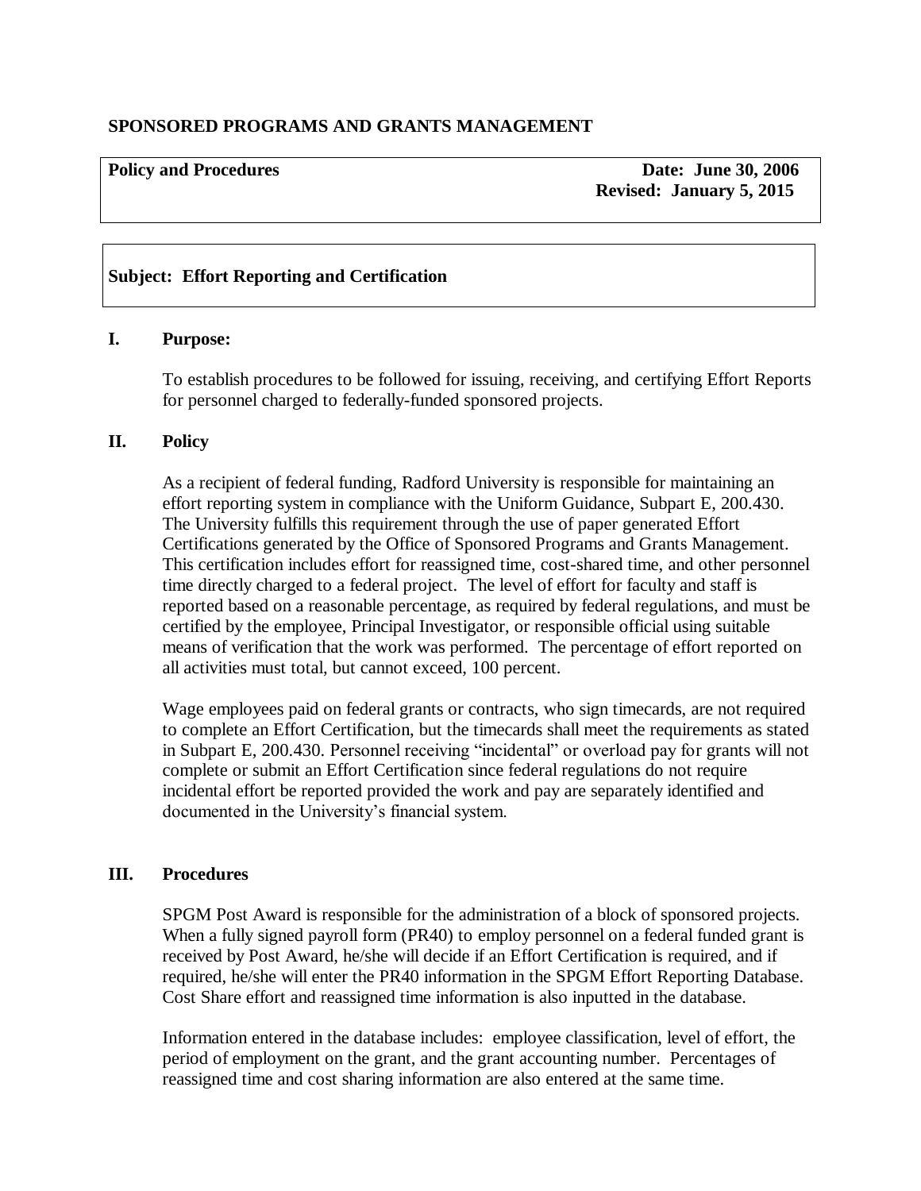**SPONSORED PROGRAMS AND GRANTS MANAGEMENT**

| **Policy and Procedures** | **Date: June 30, 2006**<br>**Revised: January 5, 2015** |
|---|---|

**Subject: Effort Reporting and Certification**

## I. Purpose:

To establish procedures to be followed for issuing, receiving, and certifying Effort Reports for personnel charged to federally-funded sponsored projects.

## II. Policy

As a recipient of federal funding, Radford University is responsible for maintaining an effort reporting system in compliance with the Uniform Guidance, Subpart E, 200.430. The University fulfills this requirement through the use of paper generated Effort Certifications generated by the Office of Sponsored Programs and Grants Management. This certification includes effort for reassigned time, cost-shared time, and other personnel time directly charged to a federal project. The level of effort for faculty and staff is reported based on a reasonable percentage, as required by federal regulations, and must be certified by the employee, Principal Investigator, or responsible official using suitable means of verification that the work was performed. The percentage of effort reported on all activities must total, but cannot exceed, 100 percent.

Wage employees paid on federal grants or contracts, who sign timecards, are not required to complete an Effort Certification, but the timecards shall meet the requirements as stated in Subpart E, 200.430. Personnel receiving "incidental" or overload pay for grants will not complete or submit an Effort Certification since federal regulations do not require incidental effort be reported provided the work and pay are separately identified and documented in the University's financial system.

## III. Procedures

SPGM Post Award is responsible for the administration of a block of sponsored projects. When a fully signed payroll form (PR40) to employ personnel on a federal funded grant is received by Post Award, he/she will decide if an Effort Certification is required, and if required, he/she will enter the PR40 information in the SPGM Effort Reporting Database. Cost Share effort and reassigned time information is also inputted in the database.

Information entered in the database includes: employee classification, level of effort, the period of employment on the grant, and the grant accounting number. Percentages of reassigned time and cost sharing information are also entered at the same time.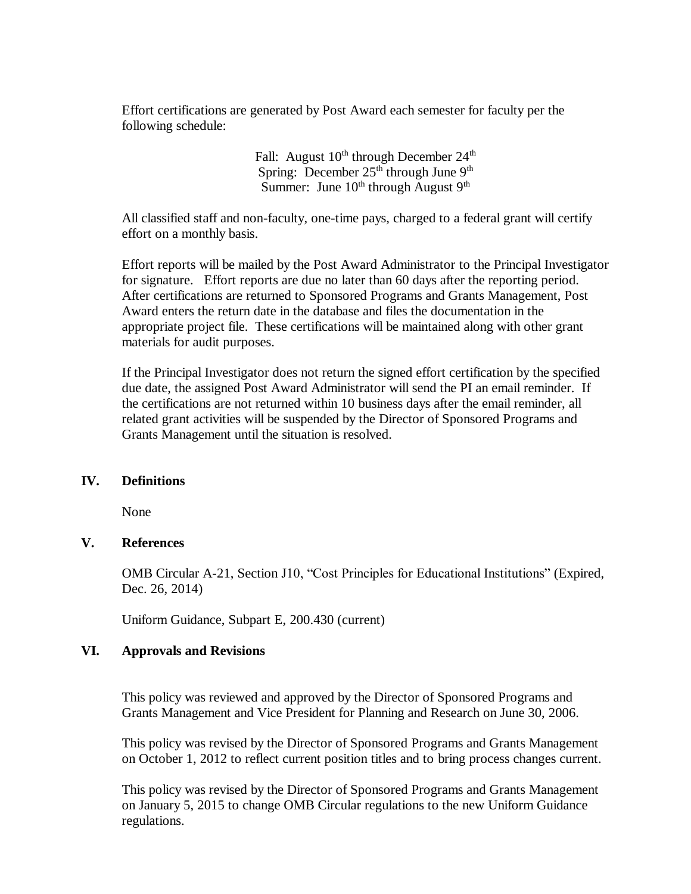Effort certifications are generated by Post Award each semester for faculty per the following schedule:

Fall: August 10th through December 24th
Spring: December 25th through June 9th
Summer: June 10th through August 9th

All classified staff and non-faculty, one-time pays, charged to a federal grant will certify effort on a monthly basis.

Effort reports will be mailed by the Post Award Administrator to the Principal Investigator for signature. Effort reports are due no later than 60 days after the reporting period. After certifications are returned to Sponsored Programs and Grants Management, Post Award enters the return date in the database and files the documentation in the appropriate project file. These certifications will be maintained along with other grant materials for audit purposes.

If the Principal Investigator does not return the signed effort certification by the specified due date, the assigned Post Award Administrator will send the PI an email reminder. If the certifications are not returned within 10 business days after the email reminder, all related grant activities will be suspended by the Director of Sponsored Programs and Grants Management until the situation is resolved.

## IV. Definitions

None

## V. References

OMB Circular A-21, Section J10, "Cost Principles for Educational Institutions" (Expired, Dec. 26, 2014)

Uniform Guidance, Subpart E, 200.430 (current)

## VI. Approvals and Revisions

This policy was reviewed and approved by the Director of Sponsored Programs and Grants Management and Vice President for Planning and Research on June 30, 2006.

This policy was revised by the Director of Sponsored Programs and Grants Management on October 1, 2012 to reflect current position titles and to bring process changes current.

This policy was revised by the Director of Sponsored Programs and Grants Management on January 5, 2015 to change OMB Circular regulations to the new Uniform Guidance regulations.